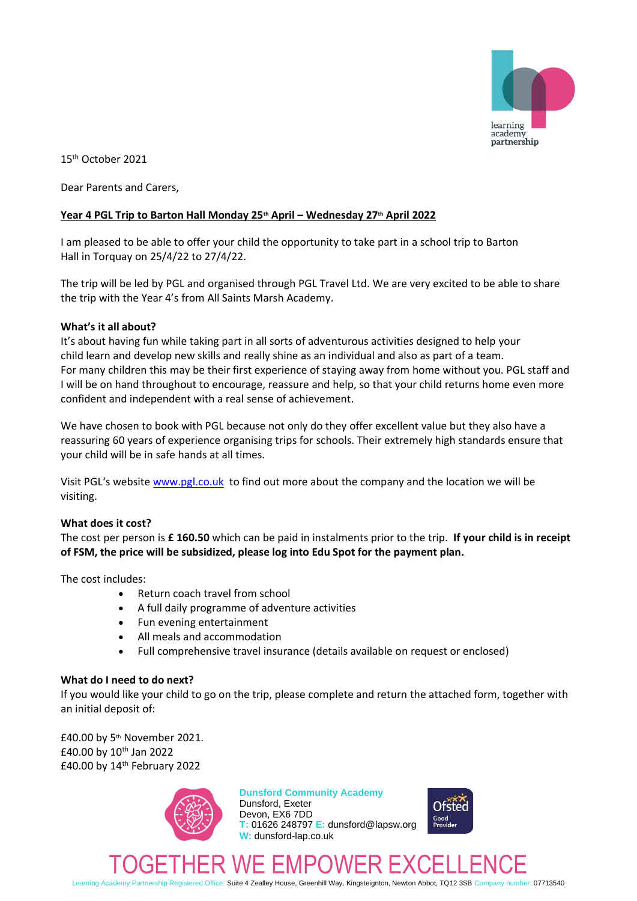15th October 2021

Dear Parents and Carers,

**Year 4 PGL Trip to Barton Hall Monday 25th April – Wednesday 27th April 2022**

I am pleased to be able to offer your child the opportunity to take part in a school trip to Barton Hall in Torquay on 25/4/22 to 27/4/22.

The trip will be led by PGL and organised through PGL Travel Ltd. We are very excited to be able to share the trip with the Year 4's from All Saints Marsh Academy.

**What's it all about?**

It's about having fun while taking part in all sorts of adventurous activities designed to help your child learn and develop new skills and really shine as an individual and also as part of a team. For many children this may be their first experience of staying away from home without you. PGL staff and I will be on hand throughout to encourage, reassure and help, so that your child returns home even more confident and independent with a real sense of achievement.

We have chosen to book with PGL because not only do they offer excellent value but they also have a reassuring 60 years of experience organising trips for schools. Their extremely high standards ensure that your child will be in safe hands at all times.

Visit PGL's website www.pgl.co.uk to find out more about the company and the location we will be visiting.

**What does it cost?**

The cost per person is **£ 160.50** which can be paid in instalments prior to the trip. **If your child is in receipt of FSM, the price will be subsidized, please log into Edu Spot for the payment plan.**

The cost includes:

- Return coach travel from school
- A full daily programme of adventure activities
- Fun evening entertainment
- All meals and accommodation
- Full comprehensive travel insurance (details available on request or enclosed)

**What do I need to do next?**

If you would like your child to go on the trip, please complete and return the attached form, together with an initial deposit of:

£40.00 by 5th November 2021.
£40.00 by 10th Jan 2022
£40.00 by 14th February 2022

**Dunsford Community Academy**
Dunsford, Exeter
Devon, EX6 7DD
T: 01626 248797 E: dunsford@lapsw.org
W: dunsford-lap.co.uk

TOGETHER WE EMPOWER EXCELLENCE

Learning Academy Partnership Registered Office: Suite 4 Zealley House, Greenhill Way, Kingsteignton, Newton Abbot, TQ12 3SB Company number: 07713540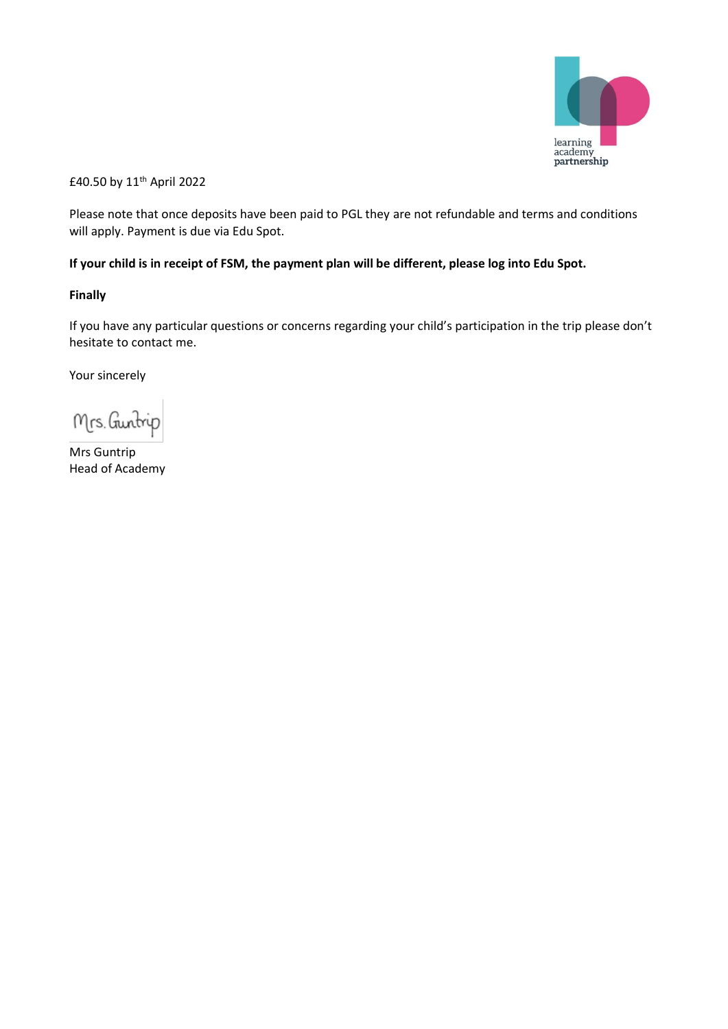£40.50 by 11th April 2022

Please note that once deposits have been paid to PGL they are not refundable and terms and conditions will apply. Payment is due via Edu Spot.

**If your child is in receipt of FSM, the payment plan will be different, please log into Edu Spot.**

**Finally**

If you have any particular questions or concerns regarding your child's participation in the trip please don't hesitate to contact me.

Your sincerely

Mrs. Guntrip

Mrs Guntrip
Head of Academy